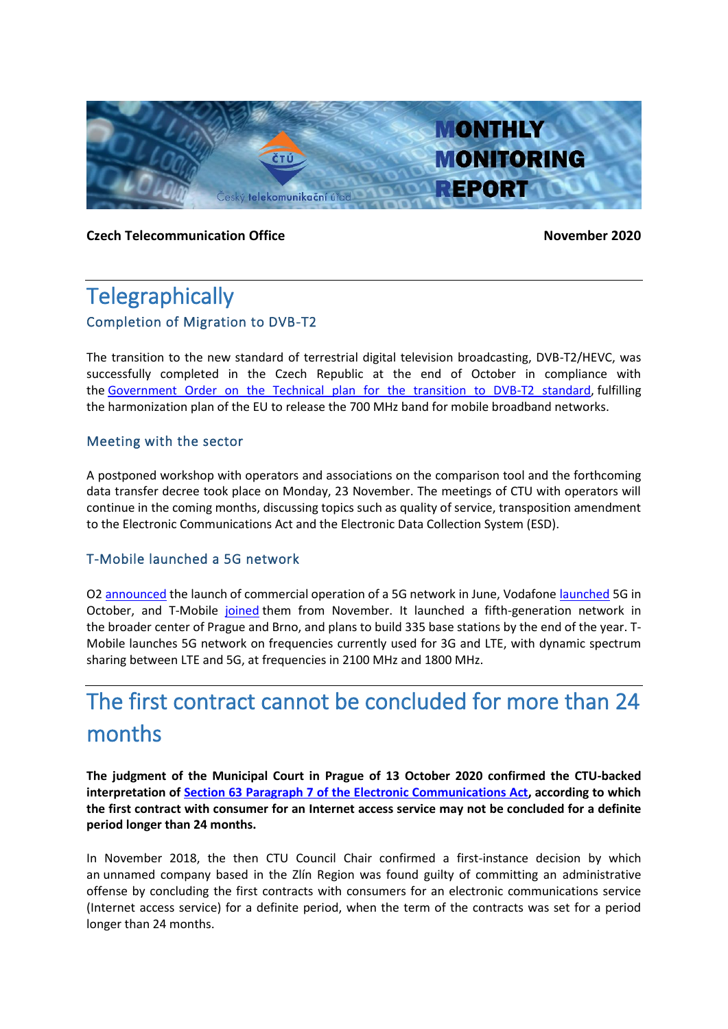# MONTHLY MONITORING REPORT

**Czech Telecommunication Office** **November 2020**

# Telegraphically

## Completion of Migration to DVB-T2

The transition to the new standard of terrestrial digital television broadcasting, DVB-T2/HEVC, was successfully completed in the Czech Republic at the end of October in compliance with the Government Order on the Technical plan for the transition to DVB-T2 standard, fulfilling the harmonization plan of the EU to release the 700 MHz band for mobile broadband networks.

## Meeting with the sector

A postponed workshop with operators and associations on the comparison tool and the forthcoming data transfer decree took place on Monday, 23 November. The meetings of CTU with operators will continue in the coming months, discussing topics such as quality of service, transposition amendment to the Electronic Communications Act and the Electronic Data Collection System (ESD).

## T-Mobile launched a 5G network

O2 announced the launch of commercial operation of a 5G network in June, Vodafone launched 5G in October, and T-Mobile joined them from November. It launched a fifth-generation network in the broader center of Prague and Brno, and plans to build 335 base stations by the end of the year. T-Mobile launches 5G network on frequencies currently used for 3G and LTE, with dynamic spectrum sharing between LTE and 5G, at frequencies in 2100 MHz and 1800 MHz.

# The first contract cannot be concluded for more than 24 months

**The judgment of the Municipal Court in Prague of 13 October 2020 confirmed the CTU-backed interpretation of Section 63 Paragraph 7 of the Electronic Communications Act, according to which the first contract with consumer for an Internet access service may not be concluded for a definite period longer than 24 months.**

In November 2018, the then CTU Council Chair confirmed a first-instance decision by which an unnamed company based in the Zlín Region was found guilty of committing an administrative offense by concluding the first contracts with consumers for an electronic communications service (Internet access service) for a definite period, when the term of the contracts was set for a period longer than 24 months.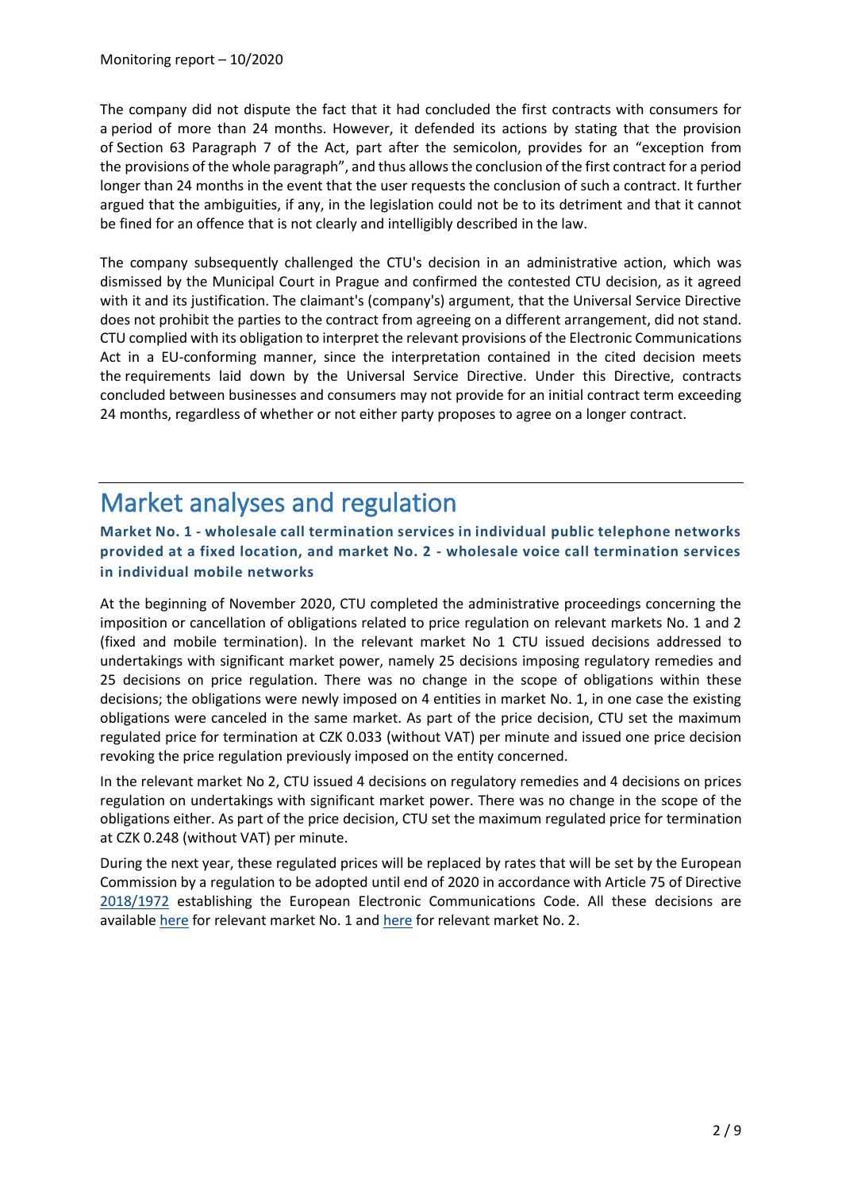The company did not dispute the fact that it had concluded the first contracts with consumers for a period of more than 24 months. However, it defended its actions by stating that the provision of Section 63 Paragraph 7 of the Act, part after the semicolon, provides for an "exception from the provisions of the whole paragraph", and thus allows the conclusion of the first contract for a period longer than 24 months in the event that the user requests the conclusion of such a contract. It further argued that the ambiguities, if any, in the legislation could not be to its detriment and that it cannot be fined for an offence that is not clearly and intelligibly described in the law.

The company subsequently challenged the CTU's decision in an administrative action, which was dismissed by the Municipal Court in Prague and confirmed the contested CTU decision, as it agreed with it and its justification. The claimant's (company's) argument, that the Universal Service Directive does not prohibit the parties to the contract from agreeing on a different arrangement, did not stand. CTU complied with its obligation to interpret the relevant provisions of the Electronic Communications Act in a EU-conforming manner, since the interpretation contained in the cited decision meets the requirements laid down by the Universal Service Directive. Under this Directive, contracts concluded between businesses and consumers may not provide for an initial contract term exceeding 24 months, regardless of whether or not either party proposes to agree on a longer contract.

# Market analyses and regulation

### Market No. 1 - wholesale call termination services in individual public telephone networks provided at a fixed location, and market No. 2 - wholesale voice call termination services in individual mobile networks

At the beginning of November 2020, CTU completed the administrative proceedings concerning the imposition or cancellation of obligations related to price regulation on relevant markets No. 1 and 2 (fixed and mobile termination). In the relevant market No 1 CTU issued decisions addressed to undertakings with significant market power, namely 25 decisions imposing regulatory remedies and 25 decisions on price regulation. There was no change in the scope of obligations within these decisions; the obligations were newly imposed on 4 entities in market No. 1, in one case the existing obligations were canceled in the same market. As part of the price decision, CTU set the maximum regulated price for termination at CZK 0.033 (without VAT) per minute and issued one price decision revoking the price regulation previously imposed on the entity concerned.

In the relevant market No 2, CTU issued 4 decisions on regulatory remedies and 4 decisions on prices regulation on undertakings with significant market power. There was no change in the scope of the obligations either. As part of the price decision, CTU set the maximum regulated price for termination at CZK 0.248 (without VAT) per minute.

During the next year, these regulated prices will be replaced by rates that will be set by the European Commission by a regulation to be adopted until end of 2020 in accordance with Article 75 of Directive 2018/1972 establishing the European Electronic Communications Code. All these decisions are available here for relevant market No. 1 and here for relevant market No. 2.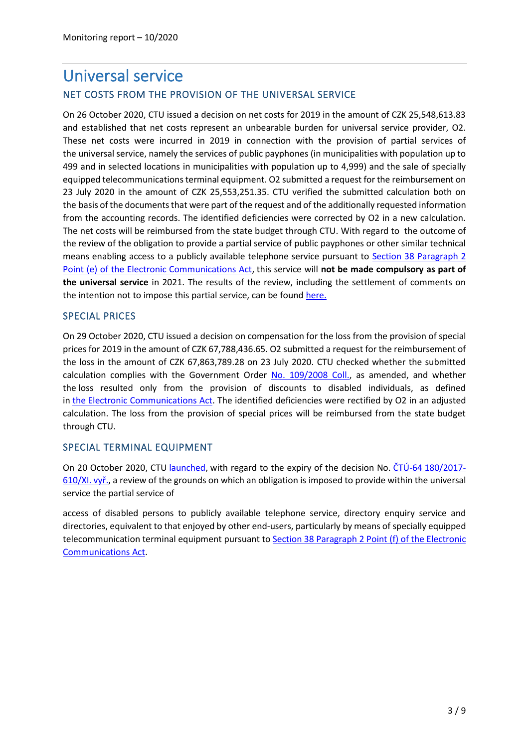# Universal service

## NET COSTS FROM THE PROVISION OF THE UNIVERSAL SERVICE

On 26 October 2020, CTU issued a decision on net costs for 2019 in the amount of CZK 25,548,613.83 and established that net costs represent an unbearable burden for universal service provider, O2. These net costs were incurred in 2019 in connection with the provision of partial services of the universal service, namely the services of public payphones (in municipalities with population up to 499 and in selected locations in municipalities with population up to 4,999) and the sale of specially equipped telecommunications terminal equipment. O2 submitted a request for the reimbursement on 23 July 2020 in the amount of CZK 25,553,251.35. CTU verified the submitted calculation both on the basis of the documents that were part of the request and of the additionally requested information from the accounting records. The identified deficiencies were corrected by O2 in a new calculation. The net costs will be reimbursed from the state budget through CTU. With regard to the outcome of the review of the obligation to provide a partial service of public payphones or other similar technical means enabling access to a publicly available telephone service pursuant to Section 38 Paragraph 2 Point (e) of the Electronic Communications Act, this service will **not be made compulsory as part of the universal service** in 2021. The results of the review, including the settlement of comments on the intention not to impose this partial service, can be found here.

## SPECIAL PRICES

On 29 October 2020, CTU issued a decision on compensation for the loss from the provision of special prices for 2019 in the amount of CZK 67,788,436.65. O2 submitted a request for the reimbursement of the loss in the amount of CZK 67,863,789.28 on 23 July 2020. CTU checked whether the submitted calculation complies with the Government Order No. 109/2008 Coll., as amended, and whether the loss resulted only from the provision of discounts to disabled individuals, as defined in the Electronic Communications Act. The identified deficiencies were rectified by O2 in an adjusted calculation. The loss from the provision of special prices will be reimbursed from the state budget through CTU.

## SPECIAL TERMINAL EQUIPMENT

On 20 October 2020, CTU launched, with regard to the expiry of the decision No. ČTÚ-64 180/2017-610/XI. vyř., a review of the grounds on which an obligation is imposed to provide within the universal service the partial service of

access of disabled persons to publicly available telephone service, directory enquiry service and directories, equivalent to that enjoyed by other end-users, particularly by means of specially equipped telecommunication terminal equipment pursuant to Section 38 Paragraph 2 Point (f) of the Electronic Communications Act.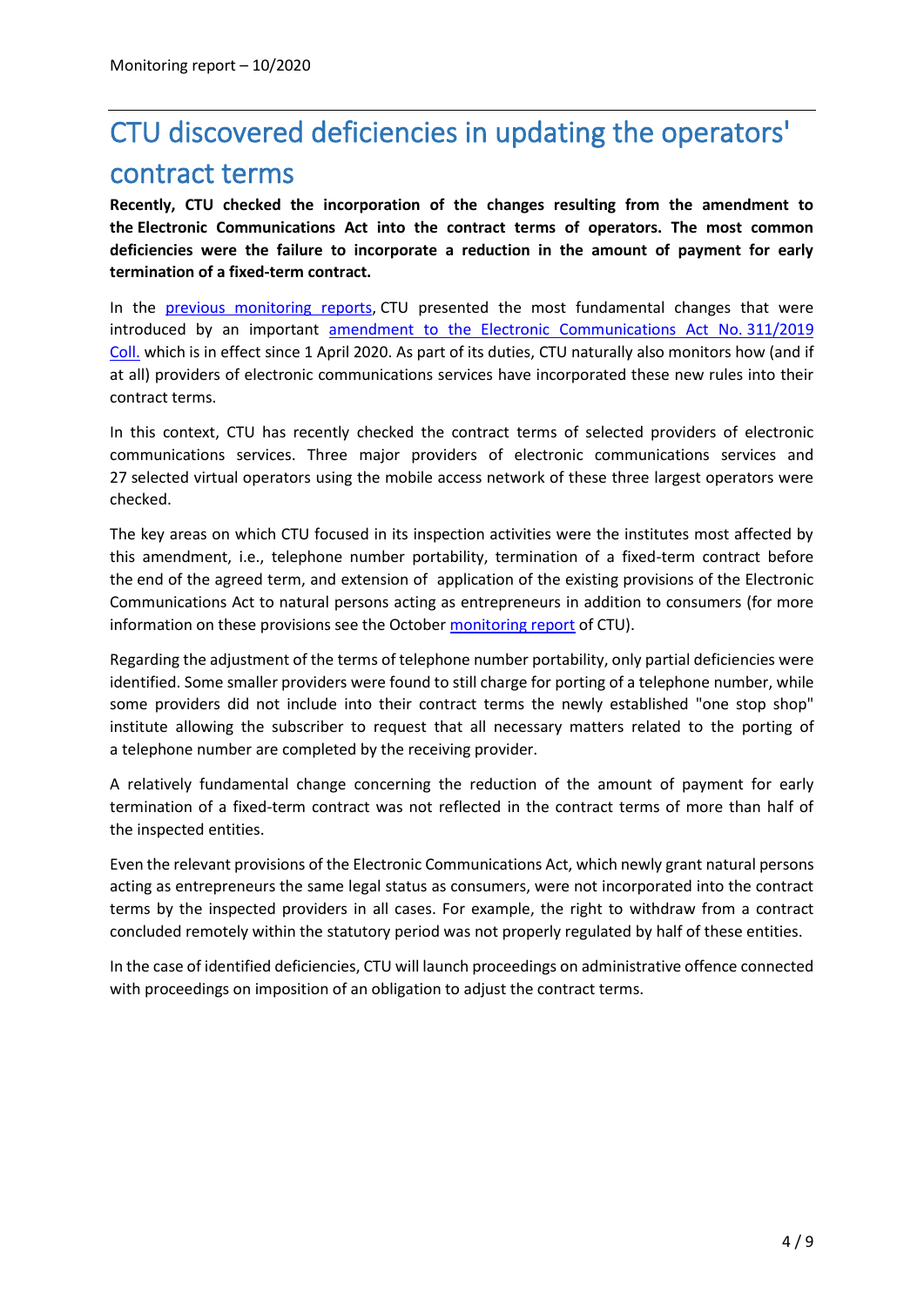# CTU discovered deficiencies in updating the operators' contract terms

**Recently, CTU checked the incorporation of the changes resulting from the amendment to the Electronic Communications Act into the contract terms of operators. The most common deficiencies were the failure to incorporate a reduction in the amount of payment for early termination of a fixed-term contract.**

In the previous monitoring reports, CTU presented the most fundamental changes that were introduced by an important amendment to the Electronic Communications Act No. 311/2019 Coll. which is in effect since 1 April 2020. As part of its duties, CTU naturally also monitors how (and if at all) providers of electronic communications services have incorporated these new rules into their contract terms.

In this context, CTU has recently checked the contract terms of selected providers of electronic communications services. Three major providers of electronic communications services and 27 selected virtual operators using the mobile access network of these three largest operators were checked.

The key areas on which CTU focused in its inspection activities were the institutes most affected by this amendment, i.e., telephone number portability, termination of a fixed-term contract before the end of the agreed term, and extension of application of the existing provisions of the Electronic Communications Act to natural persons acting as entrepreneurs in addition to consumers (for more information on these provisions see the October monitoring report of CTU).

Regarding the adjustment of the terms of telephone number portability, only partial deficiencies were identified. Some smaller providers were found to still charge for porting of a telephone number, while some providers did not include into their contract terms the newly established "one stop shop" institute allowing the subscriber to request that all necessary matters related to the porting of a telephone number are completed by the receiving provider.

A relatively fundamental change concerning the reduction of the amount of payment for early termination of a fixed-term contract was not reflected in the contract terms of more than half of the inspected entities.

Even the relevant provisions of the Electronic Communications Act, which newly grant natural persons acting as entrepreneurs the same legal status as consumers, were not incorporated into the contract terms by the inspected providers in all cases. For example, the right to withdraw from a contract concluded remotely within the statutory period was not properly regulated by half of these entities.

In the case of identified deficiencies, CTU will launch proceedings on administrative offence connected with proceedings on imposition of an obligation to adjust the contract terms.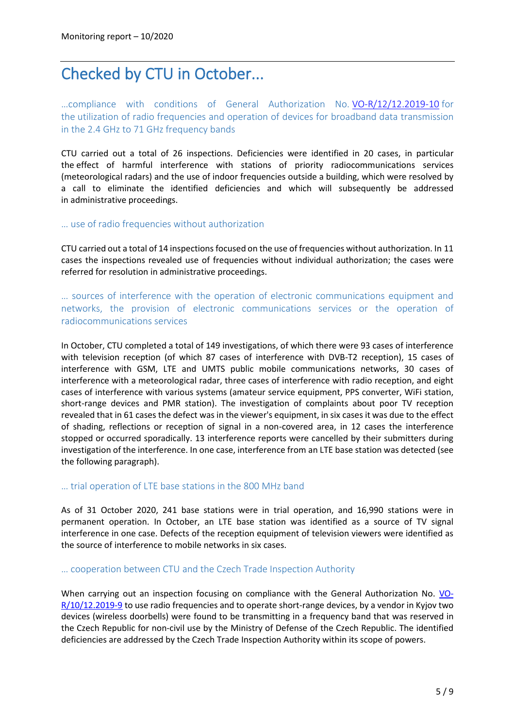# Checked by CTU in October...

### ...compliance with conditions of General Authorization No. VO-R/12/12.2019-10 for the utilization of radio frequencies and operation of devices for broadband data transmission in the 2.4 GHz to 71 GHz frequency bands

CTU carried out a total of 26 inspections. Deficiencies were identified in 20 cases, in particular the effect of harmful interference with stations of priority radiocommunications services (meteorological radars) and the use of indoor frequencies outside a building, which were resolved by a call to eliminate the identified deficiencies and which will subsequently be addressed in administrative proceedings.

### … use of radio frequencies without authorization

CTU carried out a total of 14 inspections focused on the use of frequencies without authorization. In 11 cases the inspections revealed use of frequencies without individual authorization; the cases were referred for resolution in administrative proceedings.

### … sources of interference with the operation of electronic communications equipment and networks, the provision of electronic communications services or the operation of radiocommunications services

In October, CTU completed a total of 149 investigations, of which there were 93 cases of interference with television reception (of which 87 cases of interference with DVB-T2 reception), 15 cases of interference with GSM, LTE and UMTS public mobile communications networks, 30 cases of interference with a meteorological radar, three cases of interference with radio reception, and eight cases of interference with various systems (amateur service equipment, PPS converter, WiFi station, short-range devices and PMR station). The investigation of complaints about poor TV reception revealed that in 61 cases the defect was in the viewer's equipment, in six cases it was due to the effect of shading, reflections or reception of signal in a non-covered area, in 12 cases the interference stopped or occurred sporadically. 13 interference reports were cancelled by their submitters during investigation of the interference. In one case, interference from an LTE base station was detected (see the following paragraph).

### … trial operation of LTE base stations in the 800 MHz band

As of 31 October 2020, 241 base stations were in trial operation, and 16,990 stations were in permanent operation. In October, an LTE base station was identified as a source of TV signal interference in one case. Defects of the reception equipment of television viewers were identified as the source of interference to mobile networks in six cases.

### … cooperation between CTU and the Czech Trade Inspection Authority

When carrying out an inspection focusing on compliance with the General Authorization No. VO-R/10/12.2019-9 to use radio frequencies and to operate short-range devices, by a vendor in Kyjov two devices (wireless doorbells) were found to be transmitting in a frequency band that was reserved in the Czech Republic for non-civil use by the Ministry of Defense of the Czech Republic. The identified deficiencies are addressed by the Czech Trade Inspection Authority within its scope of powers.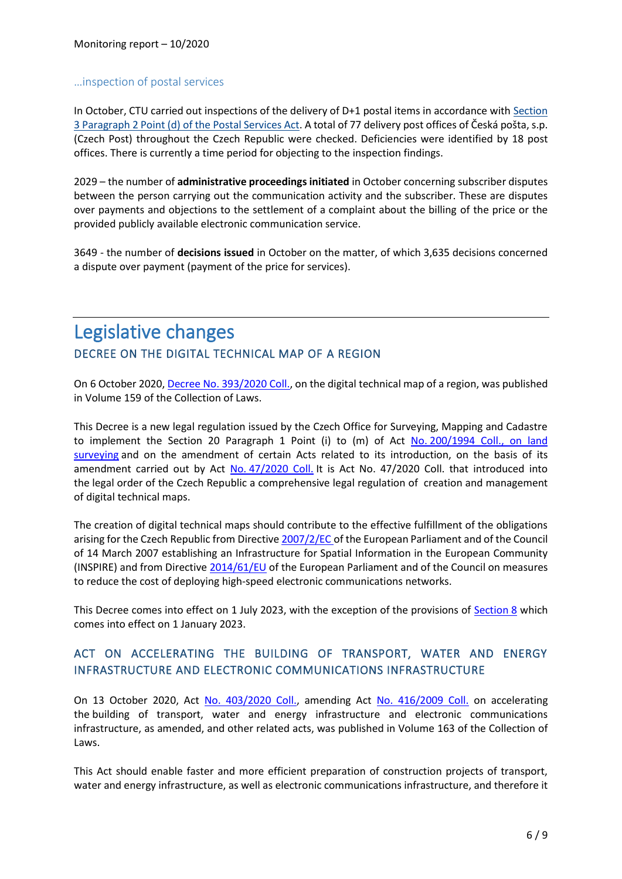### …inspection of postal services

In October, CTU carried out inspections of the delivery of D+1 postal items in accordance with Section 3 Paragraph 2 Point (d) of the Postal Services Act. A total of 77 delivery post offices of Česká pošta, s.p. (Czech Post) throughout the Czech Republic were checked. Deficiencies were identified by 18 post offices. There is currently a time period for objecting to the inspection findings.

2029 – the number of **administrative proceedings initiated** in October concerning subscriber disputes between the person carrying out the communication activity and the subscriber. These are disputes over payments and objections to the settlement of a complaint about the billing of the price or the provided publicly available electronic communication service.

3649 - the number of **decisions issued** in October on the matter, of which 3,635 decisions concerned a dispute over payment (payment of the price for services).

# Legislative changes

## DECREE ON THE DIGITAL TECHNICAL MAP OF A REGION

On 6 October 2020, Decree No. 393/2020 Coll., on the digital technical map of a region, was published in Volume 159 of the Collection of Laws.

This Decree is a new legal regulation issued by the Czech Office for Surveying, Mapping and Cadastre to implement the Section 20 Paragraph 1 Point (i) to (m) of Act No. 200/1994 Coll., on land surveying and on the amendment of certain Acts related to its introduction, on the basis of its amendment carried out by Act No. 47/2020 Coll. It is Act No. 47/2020 Coll. that introduced into the legal order of the Czech Republic a comprehensive legal regulation of creation and management of digital technical maps.

The creation of digital technical maps should contribute to the effective fulfillment of the obligations arising for the Czech Republic from Directive 2007/2/EC of the European Parliament and of the Council of 14 March 2007 establishing an Infrastructure for Spatial Information in the European Community (INSPIRE) and from Directive 2014/61/EU of the European Parliament and of the Council on measures to reduce the cost of deploying high-speed electronic communications networks.

This Decree comes into effect on 1 July 2023, with the exception of the provisions of Section 8 which comes into effect on 1 January 2023.

## ACT ON ACCELERATING THE BUILDING OF TRANSPORT, WATER AND ENERGY INFRASTRUCTURE AND ELECTRONIC COMMUNICATIONS INFRASTRUCTURE

On 13 October 2020, Act No. 403/2020 Coll., amending Act No. 416/2009 Coll. on accelerating the building of transport, water and energy infrastructure and electronic communications infrastructure, as amended, and other related acts, was published in Volume 163 of the Collection of Laws.

This Act should enable faster and more efficient preparation of construction projects of transport, water and energy infrastructure, as well as electronic communications infrastructure, and therefore it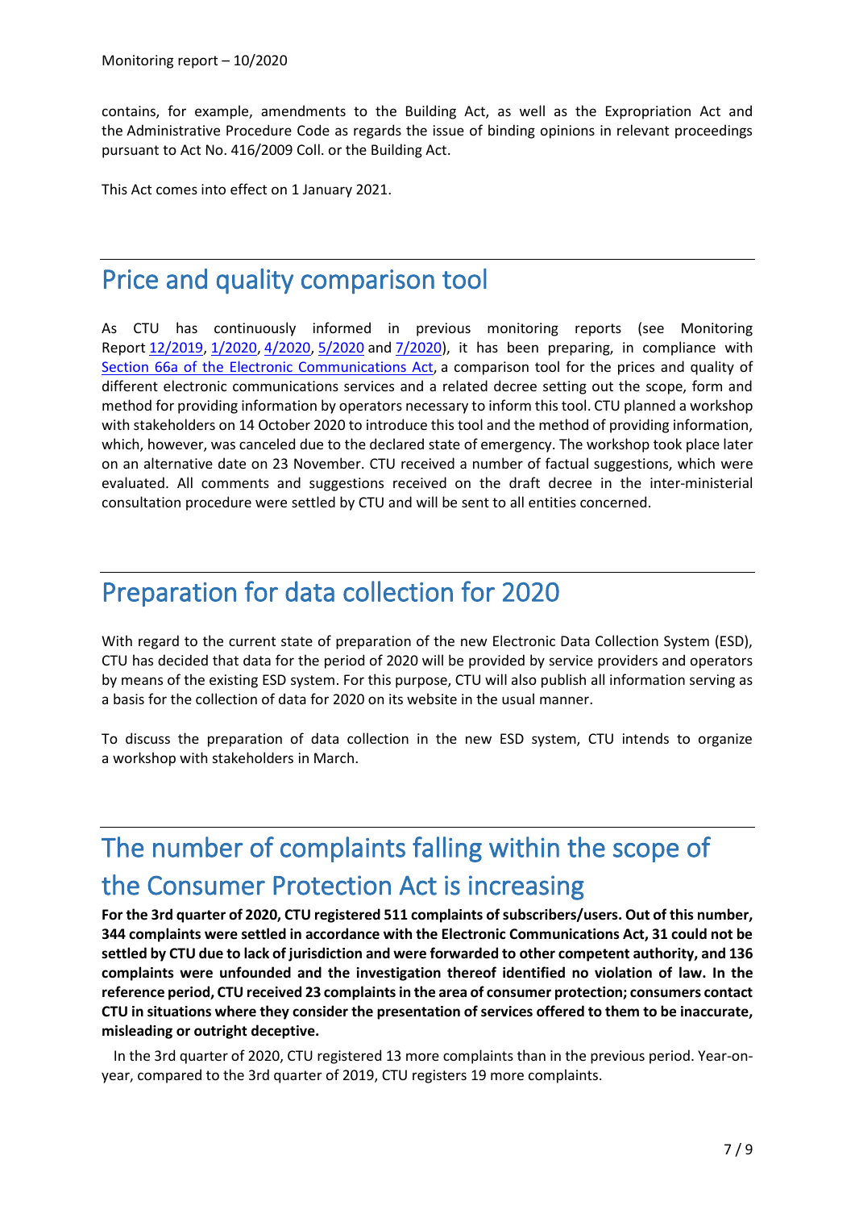contains, for example, amendments to the Building Act, as well as the Expropriation Act and the Administrative Procedure Code as regards the issue of binding opinions in relevant proceedings pursuant to Act No. 416/2009 Coll. or the Building Act.

This Act comes into effect on 1 January 2021.

## Price and quality comparison tool

As CTU has continuously informed in previous monitoring reports (see Monitoring Report 12/2019, 1/2020, 4/2020, 5/2020 and 7/2020), it has been preparing, in compliance with Section 66a of the Electronic Communications Act, a comparison tool for the prices and quality of different electronic communications services and a related decree setting out the scope, form and method for providing information by operators necessary to inform this tool. CTU planned a workshop with stakeholders on 14 October 2020 to introduce this tool and the method of providing information, which, however, was canceled due to the declared state of emergency. The workshop took place later on an alternative date on 23 November. CTU received a number of factual suggestions, which were evaluated. All comments and suggestions received on the draft decree in the inter-ministerial consultation procedure were settled by CTU and will be sent to all entities concerned.

## Preparation for data collection for 2020

With regard to the current state of preparation of the new Electronic Data Collection System (ESD), CTU has decided that data for the period of 2020 will be provided by service providers and operators by means of the existing ESD system. For this purpose, CTU will also publish all information serving as a basis for the collection of data for 2020 on its website in the usual manner.

To discuss the preparation of data collection in the new ESD system, CTU intends to organize a workshop with stakeholders in March.

## The number of complaints falling within the scope of the Consumer Protection Act is increasing

**For the 3rd quarter of 2020, CTU registered 511 complaints of subscribers/users. Out of this number, 344 complaints were settled in accordance with the Electronic Communications Act, 31 could not be settled by CTU due to lack of jurisdiction and were forwarded to other competent authority, and 136 complaints were unfounded and the investigation thereof identified no violation of law. In the reference period, CTU received 23 complaints in the area of consumer protection; consumers contact CTU in situations where they consider the presentation of services offered to them to be inaccurate, misleading or outright deceptive.**

In the 3rd quarter of 2020, CTU registered 13 more complaints than in the previous period. Year-on-year, compared to the 3rd quarter of 2019, CTU registers 19 more complaints.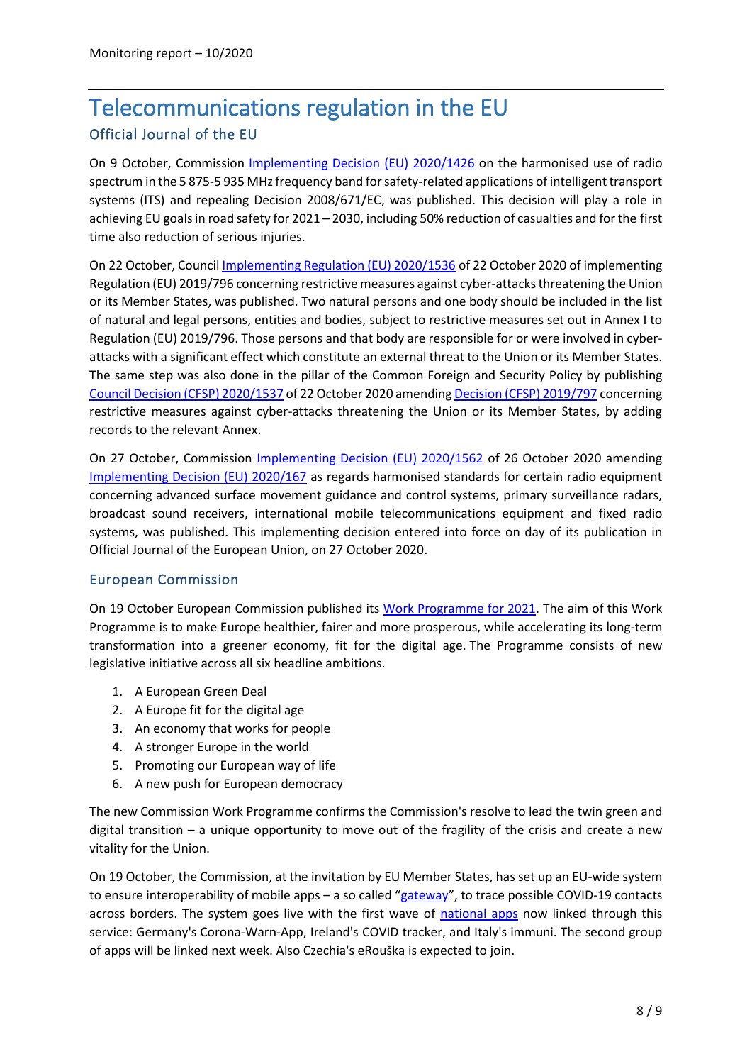# Telecommunications regulation in the EU

## Official Journal of the EU

On 9 October, Commission Implementing Decision (EU) 2020/1426 on the harmonised use of radio spectrum in the 5 875-5 935 MHz frequency band for safety-related applications of intelligent transport systems (ITS) and repealing Decision 2008/671/EC, was published. This decision will play a role in achieving EU goals in road safety for 2021 – 2030, including 50% reduction of casualties and for the first time also reduction of serious injuries.

On 22 October, Council Implementing Regulation (EU) 2020/1536 of 22 October 2020 of implementing Regulation (EU) 2019/796 concerning restrictive measures against cyber-attacks threatening the Union or its Member States, was published. Two natural persons and one body should be included in the list of natural and legal persons, entities and bodies, subject to restrictive measures set out in Annex I to Regulation (EU) 2019/796. Those persons and that body are responsible for or were involved in cyber-attacks with a significant effect which constitute an external threat to the Union or its Member States. The same step was also done in the pillar of the Common Foreign and Security Policy by publishing Council Decision (CFSP) 2020/1537 of 22 October 2020 amending Decision (CFSP) 2019/797 concerning restrictive measures against cyber-attacks threatening the Union or its Member States, by adding records to the relevant Annex.

On 27 October, Commission Implementing Decision (EU) 2020/1562 of 26 October 2020 amending Implementing Decision (EU) 2020/167 as regards harmonised standards for certain radio equipment concerning advanced surface movement guidance and control systems, primary surveillance radars, broadcast sound receivers, international mobile telecommunications equipment and fixed radio systems, was published. This implementing decision entered into force on day of its publication in Official Journal of the European Union, on 27 October 2020.

## European Commission

On 19 October European Commission published its Work Programme for 2021. The aim of this Work Programme is to make Europe healthier, fairer and more prosperous, while accelerating its long-term transformation into a greener economy, fit for the digital age. The Programme consists of new legislative initiative across all six headline ambitions.

1. A European Green Deal
2. A Europe fit for the digital age
3. An economy that works for people
4. A stronger Europe in the world
5. Promoting our European way of life
6. A new push for European democracy

The new Commission Work Programme confirms the Commission's resolve to lead the twin green and digital transition – a unique opportunity to move out of the fragility of the crisis and create a new vitality for the Union.

On 19 October, the Commission, at the invitation by EU Member States, has set up an EU-wide system to ensure interoperability of mobile apps – a so called "gateway", to trace possible COVID-19 contacts across borders. The system goes live with the first wave of national apps now linked through this service: Germany's Corona-Warn-App, Ireland's COVID tracker, and Italy's immuni. The second group of apps will be linked next week. Also Czechia's eRouška is expected to join.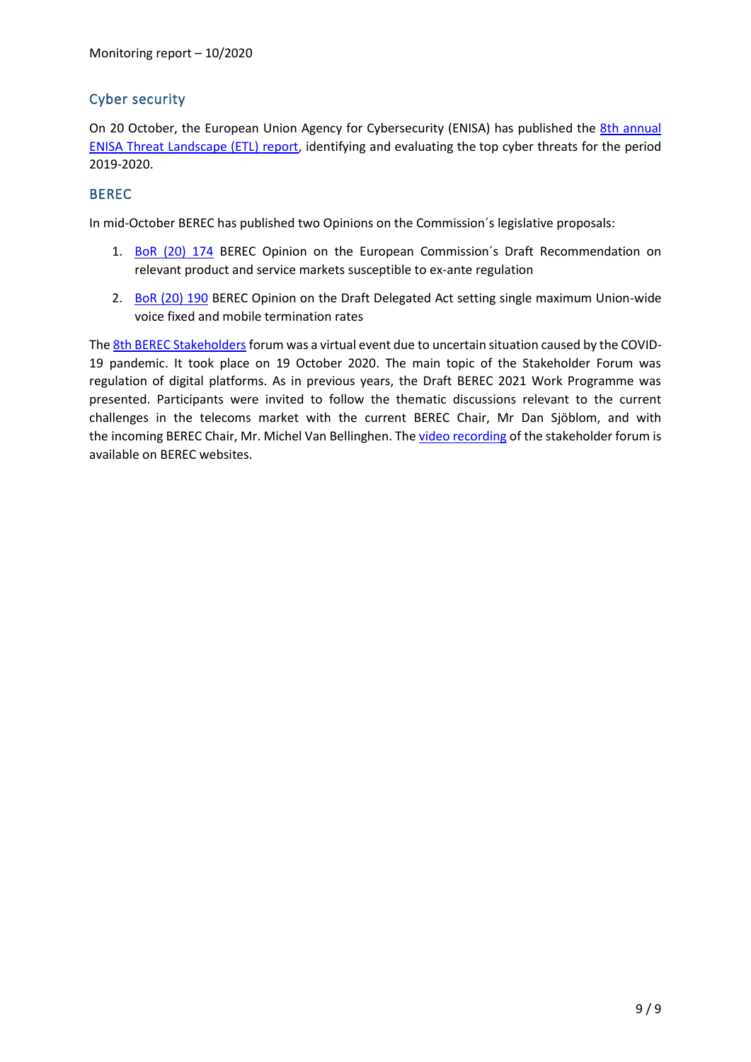## Cyber security

On 20 October, the European Union Agency for Cybersecurity (ENISA) has published the 8th annual ENISA Threat Landscape (ETL) report, identifying and evaluating the top cyber threats for the period 2019-2020.

## BEREC

In mid-October BEREC has published two Opinions on the Commission´s legislative proposals:

1. BoR (20) 174 BEREC Opinion on the European Commission´s Draft Recommendation on relevant product and service markets susceptible to ex-ante regulation
2. BoR (20) 190 BEREC Opinion on the Draft Delegated Act setting single maximum Union-wide voice fixed and mobile termination rates

The 8th BEREC Stakeholders forum was a virtual event due to uncertain situation caused by the COVID-19 pandemic. It took place on 19 October 2020. The main topic of the Stakeholder Forum was regulation of digital platforms. As in previous years, the Draft BEREC 2021 Work Programme was presented. Participants were invited to follow the thematic discussions relevant to the current challenges in the telecoms market with the current BEREC Chair, Mr Dan Sjöblom, and with the incoming BEREC Chair, Mr. Michel Van Bellinghen. The video recording of the stakeholder forum is available on BEREC websites.